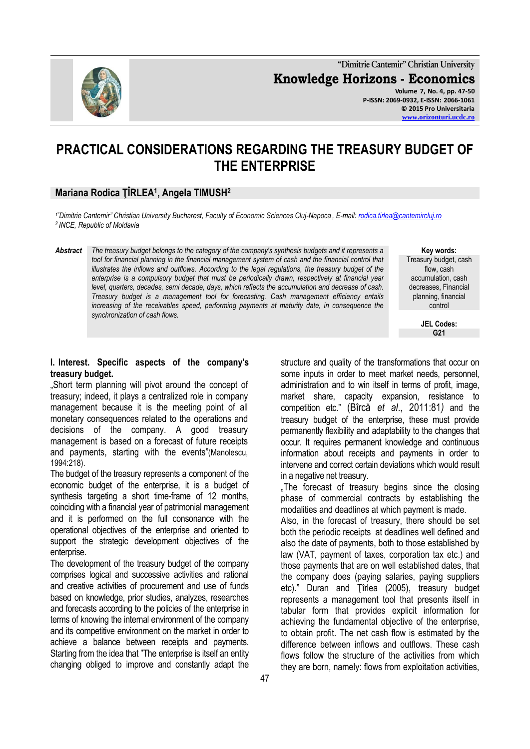# PRACTICAL CONSIDERATIONS REGARDING THE TREASURY BUDGET OF THE ENTERPRISE

**Mariana Rodica ŢÎRLEA[1], Angela TIMUSH[2]**

*[1]"Dimitrie Cantemir" Christian University Bucharest, Faculty of Economic Sciences Cluj-Napoca , E-mail: rodica.tirlea@cantemircluj.ro*
*[2] INCE, Republic of Moldavia*

***Abstract*** *The treasury budget belongs to the category of the company's synthesis budgets and it represents a tool for financial planning in the financial management system of cash and the financial control that illustrates the inflows and outflows. According to the legal regulations, the treasury budget of the enterprise is a compulsory budget that must be periodically drawn, respectively at financial year level, quarters, decades, semi decade, days, which reflects the accumulation and decrease of cash. Treasury budget is a management tool for forecasting. Cash management efficiency entails increasing of the receivables speed, performing payments at maturity date, in consequence the synchronization of cash flows.*

**Key words:** Treasury budget, cash flow, cash accumulation, cash decreases, Financial planning, financial control

**JEL Codes:** G21

## I. Interest. Specific aspects of the company's treasury budget.

„Short term planning will pivot around the concept of treasury; indeed, it plays a centralized role in company management because it is the meeting point of all monetary consequences related to the operations and decisions of the company. A good treasury management is based on a forecast of future receipts and payments, starting with the events"(Manolescu, 1994:218).

The budget of the treasury represents a component of the economic budget of the enterprise, it is a budget of synthesis targeting a short time-frame of 12 months, coinciding with a financial year of patrimonial management and it is performed on the full consonance with the operational objectives of the enterprise and oriented to support the strategic development objectives of the enterprise.

The development of the treasury budget of the company comprises logical and successive activities and rational and creative activities of procurement and use of funds based on knowledge, prior studies, analyzes, researches and forecasts according to the policies of the enterprise in terms of knowing the internal environment of the company and its competitive environment on the market in order to achieve a balance between receipts and payments. Starting from the idea that "The enterprise is itself an entity changing obliged to improve and constantly adapt the structure and quality of the transformations that occur on some inputs in order to meet market needs, personnel, administration and to win itself in terms of profit, image, market share, capacity expansion, resistance to competition etc." (Bîrcă *et al*., 2011:81*)* and the treasury budget of the enterprise, these must provide permanently flexibility and adaptability to the changes that occur. It requires permanent knowledge and continuous information about receipts and payments in order to intervene and correct certain deviations which would result in a negative net treasury.

„The forecast of treasury begins since the closing phase of commercial contracts by establishing the modalities and deadlines at which payment is made.

Also, in the forecast of treasury, there should be set both the periodic receipts at deadlines well defined and also the date of payments, both to those established by law (VAT, payment of taxes, corporation tax etc.) and those payments that are on well established dates, that the company does (paying salaries, paying suppliers etc)." Duran and Ţîrlea (2005), treasury budget represents a management tool that presents itself in tabular form that provides explicit information for achieving the fundamental objective of the enterprise, to obtain profit. The net cash flow is estimated by the difference between inflows and outflows. These cash flows follow the structure of the activities from which they are born, namely: flows from exploitation activities,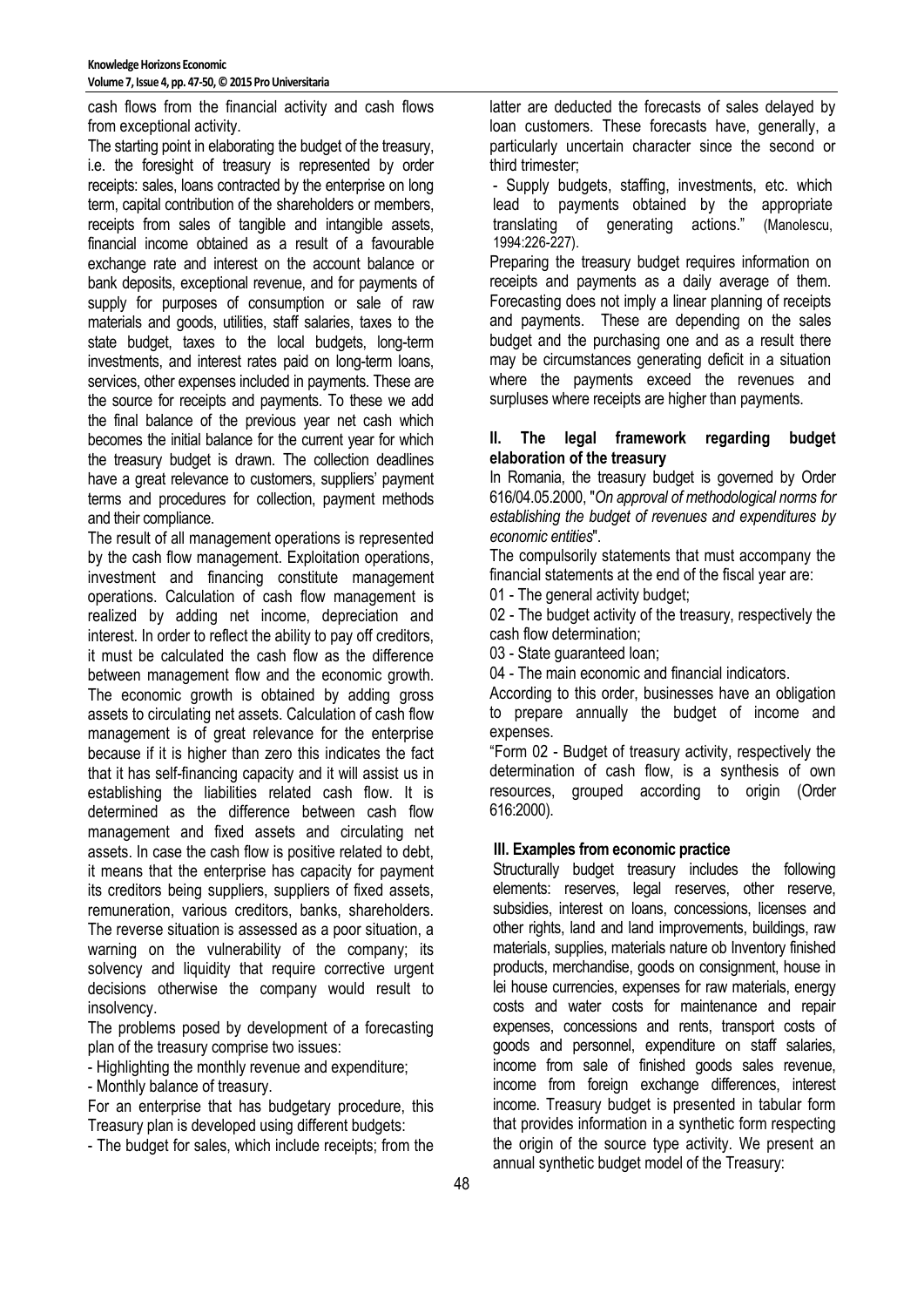cash flows from the financial activity and cash flows from exceptional activity.

The starting point in elaborating the budget of the treasury, i.e. the foresight of treasury is represented by order receipts: sales, loans contracted by the enterprise on long term, capital contribution of the shareholders or members, receipts from sales of tangible and intangible assets, financial income obtained as a result of a favourable exchange rate and interest on the account balance or bank deposits, exceptional revenue, and for payments of supply for purposes of consumption or sale of raw materials and goods, utilities, staff salaries, taxes to the state budget, taxes to the local budgets, long-term investments, and interest rates paid on long-term loans, services, other expenses included in payments. These are the source for receipts and payments. To these we add the final balance of the previous year net cash which becomes the initial balance for the current year for which the treasury budget is drawn. The collection deadlines have a great relevance to customers, suppliers' payment terms and procedures for collection, payment methods and their compliance.

The result of all management operations is represented by the cash flow management. Exploitation operations, investment and financing constitute management operations. Calculation of cash flow management is realized by adding net income, depreciation and interest. In order to reflect the ability to pay off creditors, it must be calculated the cash flow as the difference between management flow and the economic growth. The economic growth is obtained by adding gross assets to circulating net assets. Calculation of cash flow management is of great relevance for the enterprise because if it is higher than zero this indicates the fact that it has self-financing capacity and it will assist us in establishing the liabilities related cash flow. It is determined as the difference between cash flow management and fixed assets and circulating net assets. In case the cash flow is positive related to debt, it means that the enterprise has capacity for payment its creditors being suppliers, suppliers of fixed assets, remuneration, various creditors, banks, shareholders. The reverse situation is assessed as a poor situation, a warning on the vulnerability of the company; its solvency and liquidity that require corrective urgent decisions otherwise the company would result to insolvency.

The problems posed by development of a forecasting plan of the treasury comprise two issues:

- Highlighting the monthly revenue and expenditure;
- Monthly balance of treasury.

For an enterprise that has budgetary procedure, this Treasury plan is developed using different budgets:

- The budget for sales, which include receipts; from the latter are deducted the forecasts of sales delayed by loan customers. These forecasts have, generally, a particularly uncertain character since the second or third trimester;
- Supply budgets, staffing, investments, etc. which lead to payments obtained by the appropriate translating of generating actions." (Manolescu, 1994:226-227).

Preparing the treasury budget requires information on receipts and payments as a daily average of them. Forecasting does not imply a linear planning of receipts and payments. These are depending on the sales budget and the purchasing one and as a result there may be circumstances generating deficit in a situation where the payments exceed the revenues and surpluses where receipts are higher than payments.

## II. The legal framework regarding budget elaboration of the treasury

In Romania, the treasury budget is governed by Order 616/04.05.2000, "*On approval of methodological norms for establishing the budget of revenues and expenditures by economic entities*".

The compulsorily statements that must accompany the financial statements at the end of the fiscal year are:

01 - The general activity budget;

02 - The budget activity of the treasury, respectively the cash flow determination;

03 - State guaranteed loan;

04 - The main economic and financial indicators.

According to this order, businesses have an obligation to prepare annually the budget of income and expenses.

"Form 02 - Budget of treasury activity, respectively the determination of cash flow, is a synthesis of own resources, grouped according to origin (Order 616:2000).

## III. Examples from economic practice

Structurally budget treasury includes the following elements: reserves, legal reserves, other reserve, subsidies, interest on loans, concessions, licenses and other rights, land and land improvements, buildings, raw materials, supplies, materials nature ob Inventory finished products, merchandise, goods on consignment, house in lei house currencies, expenses for raw materials, energy costs and water costs for maintenance and repair expenses, concessions and rents, transport costs of goods and personnel, expenditure on staff salaries, income from sale of finished goods sales revenue, income from foreign exchange differences, interest income. Treasury budget is presented in tabular form that provides information in a synthetic form respecting the origin of the source type activity. We present an annual synthetic budget model of the Treasury: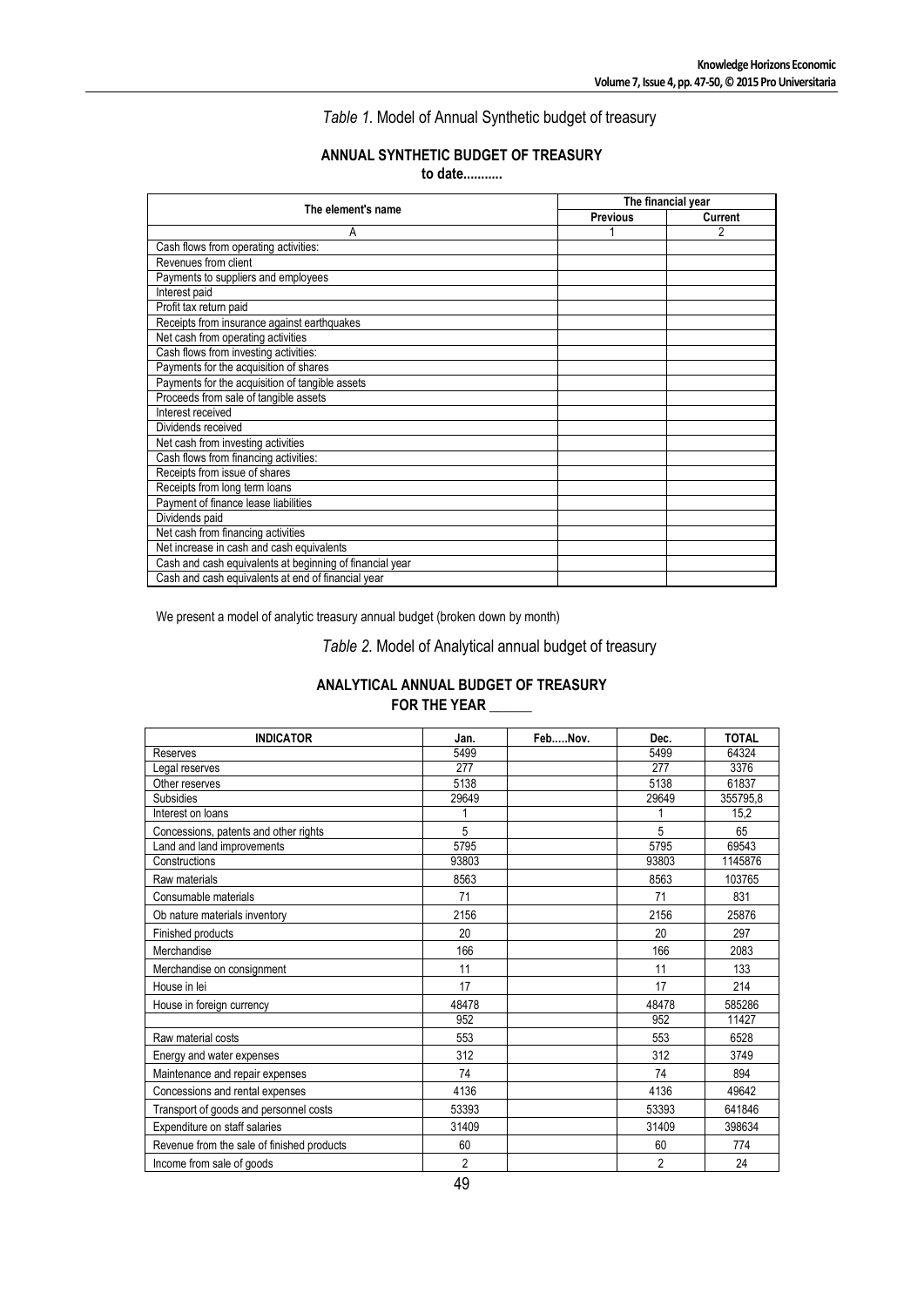*Table 1.* Model of Annual Synthetic budget of treasury

**ANNUAL SYNTHETIC BUDGET OF TREASURY**
**to date...........**

| The element's name | The financial year | |
|---|---|---|
| | **Previous** | **Current** |
| A | 1 | 2 |
| Cash flows from operating activities: | | |
| Revenues from client | | |
| Payments to suppliers and employees | | |
| Interest paid | | |
| Profit tax return paid | | |
| Receipts from insurance against earthquakes | | |
| Net cash from operating activities | | |
| Cash flows from investing activities: | | |
| Payments for the acquisition of shares | | |
| Payments for the acquisition of tangible assets | | |
| Proceeds from sale of tangible assets | | |
| Interest received | | |
| Dividends received | | |
| Net cash from investing activities | | |
| Cash flows from financing activities: | | |
| Receipts from issue of shares | | |
| Receipts from long term loans | | |
| Payment of finance lease liabilities | | |
| Dividends paid | | |
| Net cash from financing activities | | |
| Net increase in cash and cash equivalents | | |
| Cash and cash equivalents at beginning of financial year | | |
| Cash and cash equivalents at end of financial year | | |

We present a model of analytic treasury annual budget (broken down by month)

*Table 2.* Model of Analytical annual budget of treasury

**ANALYTICAL ANNUAL BUDGET OF TREASURY**
**FOR THE YEAR ______**

| INDICATOR | Jan. | Feb.....Nov. | Dec. | TOTAL |
|---|---|---|---|---|
| Reserves | 5499 | | 5499 | 64324 |
| Legal reserves | 277 | | 277 | 3376 |
| Other reserves | 5138 | | 5138 | 61837 |
| Subsidies | 29649 | | 29649 | 355795,8 |
| Interest on loans | 1 | | 1 | 15,2 |
| Concessions, patents and other rights | 5 | | 5 | 65 |
| Land and land improvements | 5795 | | 5795 | 69543 |
| Constructions | 93803 | | 93803 | 1145876 |
| Raw materials | 8563 | | 8563 | 103765 |
| Consumable materials | 71 | | 71 | 831 |
| Ob nature materials inventory | 2156 | | 2156 | 25876 |
| Finished products | 20 | | 20 | 297 |
| Merchandise | 166 | | 166 | 2083 |
| Merchandise on consignment | 11 | | 11 | 133 |
| House in lei | 17 | | 17 | 214 |
| House in foreign currency | 48478 | | 48478 | 585286 |
| | 952 | | 952 | 11427 |
| Raw material costs | 553 | | 553 | 6528 |
| Energy and water expenses | 312 | | 312 | 3749 |
| Maintenance and repair expenses | 74 | | 74 | 894 |
| Concessions and rental expenses | 4136 | | 4136 | 49642 |
| Transport of goods and personnel costs | 53393 | | 53393 | 641846 |
| Expenditure on staff salaries | 31409 | | 31409 | 398634 |
| Revenue from the sale of finished products | 60 | | 60 | 774 |
| Income from sale of goods | 2 | | 2 | 24 |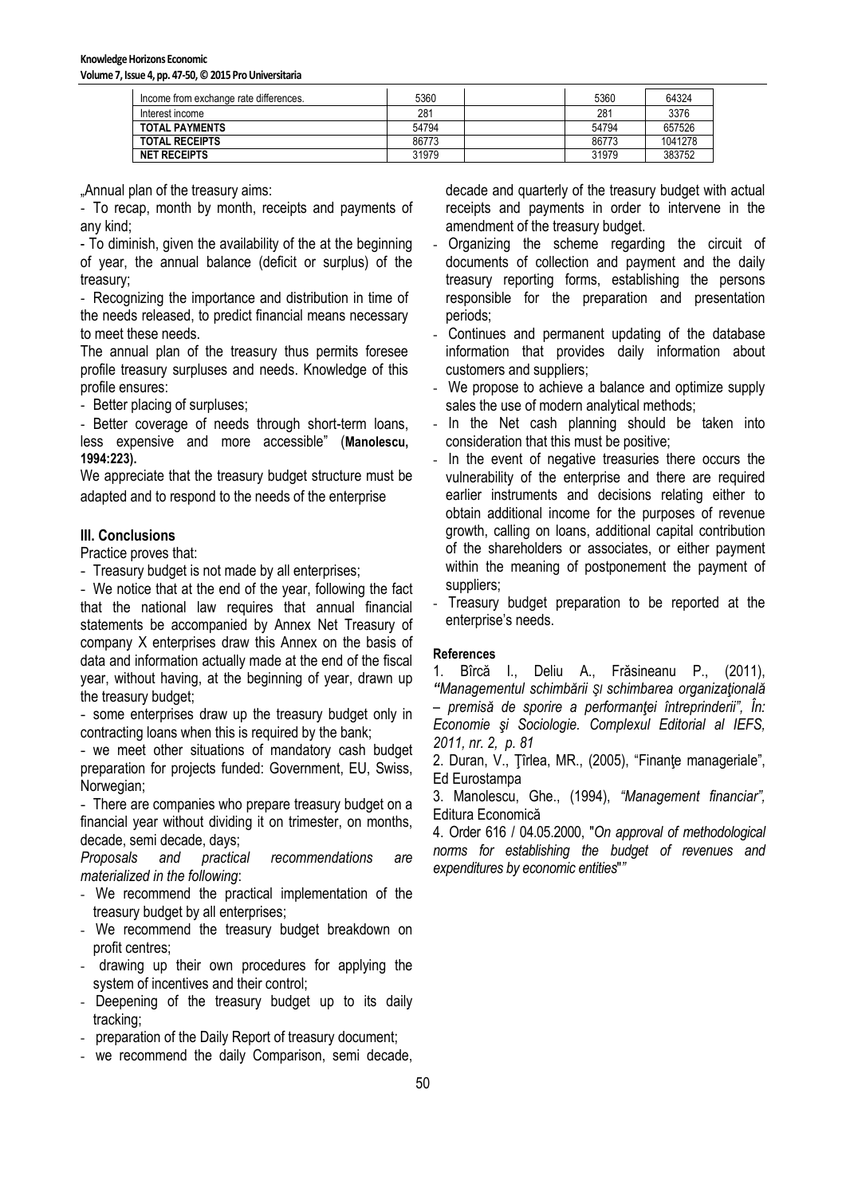| | | | | |
|---|---|---|---|---|
| Income from exchange rate differences. | 5360 | | 5360 | 64324 |
| Interest income | 281 | | 281 | 3376 |
| **TOTAL PAYMENTS** | 54794 | | 54794 | 657526 |
| **TOTAL RECEIPTS** | 86773 | | 86773 | 1041278 |
| **NET RECEIPTS** | 31979 | | 31979 | 383752 |

„Annual plan of the treasury aims:

- To recap, month by month, receipts and payments of any kind;
- To diminish, given the availability of the at the beginning of year, the annual balance (deficit or surplus) of the treasury;
- Recognizing the importance and distribution in time of the needs released, to predict financial means necessary to meet these needs.

The annual plan of the treasury thus permits foresee profile treasury surpluses and needs. Knowledge of this profile ensures:

- Better placing of surpluses;
- Better coverage of needs through short-term loans, less expensive and more accessible" (**Manolescu, 1994:223).**

We appreciate that the treasury budget structure must be adapted and to respond to the needs of the enterprise

## III. Conclusions

Practice proves that:

- Treasury budget is not made by all enterprises;
- We notice that at the end of the year, following the fact that the national law requires that annual financial statements be accompanied by Annex Net Treasury of company X enterprises draw this Annex on the basis of data and information actually made at the end of the fiscal year, without having, at the beginning of year, drawn up the treasury budget;
- some enterprises draw up the treasury budget only in contracting loans when this is required by the bank;
- we meet other situations of mandatory cash budget preparation for projects funded: Government, EU, Swiss, Norwegian;
- There are companies who prepare treasury budget on a financial year without dividing it on trimester, on months, decade, semi decade, days;

*Proposals and practical recommendations are materialized in the following*:

- We recommend the practical implementation of the treasury budget by all enterprises;
- We recommend the treasury budget breakdown on profit centres;
- drawing up their own procedures for applying the system of incentives and their control;
- Deepening of the treasury budget up to its daily tracking;
- preparation of the Daily Report of treasury document;
- we recommend the daily Comparison, semi decade, decade and quarterly of the treasury budget with actual receipts and payments in order to intervene in the amendment of the treasury budget.
- Organizing the scheme regarding the circuit of documents of collection and payment and the daily treasury reporting forms, establishing the persons responsible for the preparation and presentation periods;
- Continues and permanent updating of the database information that provides daily information about customers and suppliers;
- We propose to achieve a balance and optimize supply sales the use of modern analytical methods;
- In the Net cash planning should be taken into consideration that this must be positive;
- In the event of negative treasuries there occurs the vulnerability of the enterprise and there are required earlier instruments and decisions relating either to obtain additional income for the purposes of revenue growth, calling on loans, additional capital contribution of the shareholders or associates, or either payment within the meaning of postponement the payment of suppliers;
- Treasury budget preparation to be reported at the enterprise's needs.

## References

1. Bîrcă I., Deliu A., Frăsineanu P., (2011), ***"**Managementul schimbării şi schimbarea organizaţională – premisă de sporire a performanţei întreprinderii", În: Economie şi Sociologie. Complexul Editorial al IEFS, 2011, nr. 2, p. 81*
2. Duran, V., Ţîrlea, MR., (2005), "Finanţe manageriale", Ed Eurostampa
3. Manolescu, Ghe., (1994), *"Management financiar",* Editura Economică
4. Order 616 / 04.05.2000, "*On approval of methodological norms for establishing the budget of revenues and expenditures by economic entities*""